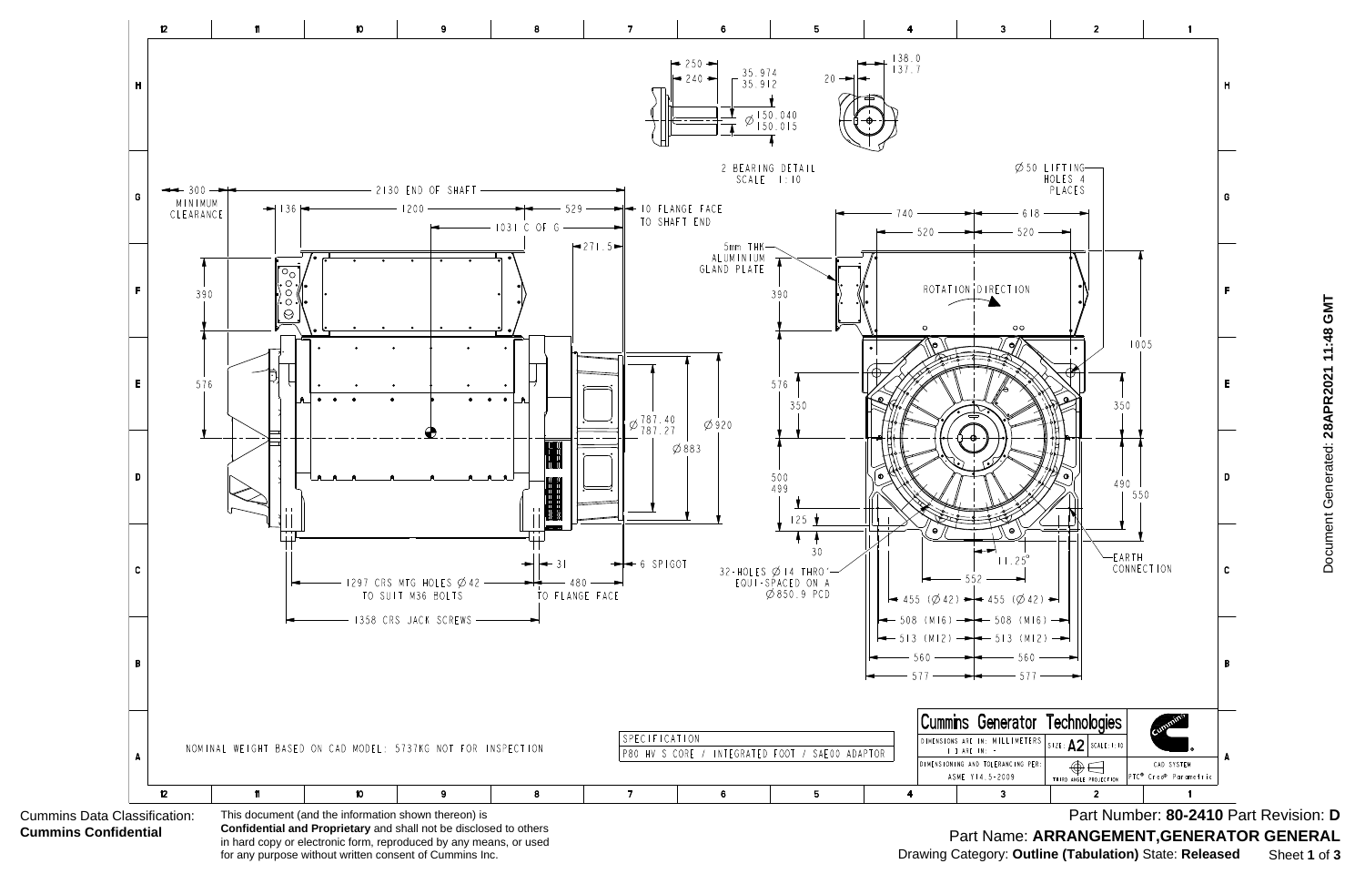## 2 BEARING DETAIL
SCALE 1:10

250
240
35.974
35.912
Ø 150.040
Ø 150.015
20
138.0
137.7

300 MINIMUM CLEARANCE
2130 END OF SHAFT
136
1200
529
10 FLANGE FACE TO SHAFT END
1031 C OF G
271.5
5mm THK ALUMINIUM GLAND PLATE
390
576
Ø 787.40
Ø 787.27
Ø 920
Ø 883
31
6 SPIGOT
1297 CRS MTG HOLES Ø 42 TO SUIT M36 BOLTS
480 TO FLANGE FACE
1358 CRS JACK SCREWS

Ø 50 LIFTING HOLES 4 PLACES
740
618
520
520
390
ROTATION DIRECTION
1005
576
350
350
500
499
490
550
125
30
11.25°
EARTH CONNECTION
32-HOLES Ø 14 THRO' EQUI-SPACED ON A Ø 850.9 PCD
552
455 (Ø 42)
455 (Ø 42)
508 (M16)
508 (M16)
513 (M12)
513 (M12)
560
560
577
577

NOMINAL WEIGHT BASED ON CAD MODEL: 5737KG NOT FOR INSPECTION

| SPECIFICATION |
|---|
| P80 HV S CORE / INTEGRATED FOOT / SAE00 ADAPTOR |

**Cummins Generator Technologies**

| DIMENSIONS ARE IN: MILLIMETERS [ ] ARE IN: - | SIZE: A2 | SCALE: 1:10 |
|---|---|---|
| DIMENSIONING AND TOLERANCING PER: ASME Y14.5-2009 | THIRD ANGLE PROJECTION | CAD SYSTEM PTC® Creo® Parametric |

Document Generated: **28APR2021 11:48 GMT**

Cummins Data Classification:
**Cummins Confidential**

This document (and the information shown thereon) is **Confidential and Proprietary** and shall not be disclosed to others in hard copy or electronic form, reproduced by any means, or used for any purpose without written consent of Cummins Inc.

Part Number: **80-2410** Part Revision: **D**
Part Name: **ARRANGEMENT,GENERATOR GENERAL**
Drawing Category: **Outline (Tabulation)** State: **Released**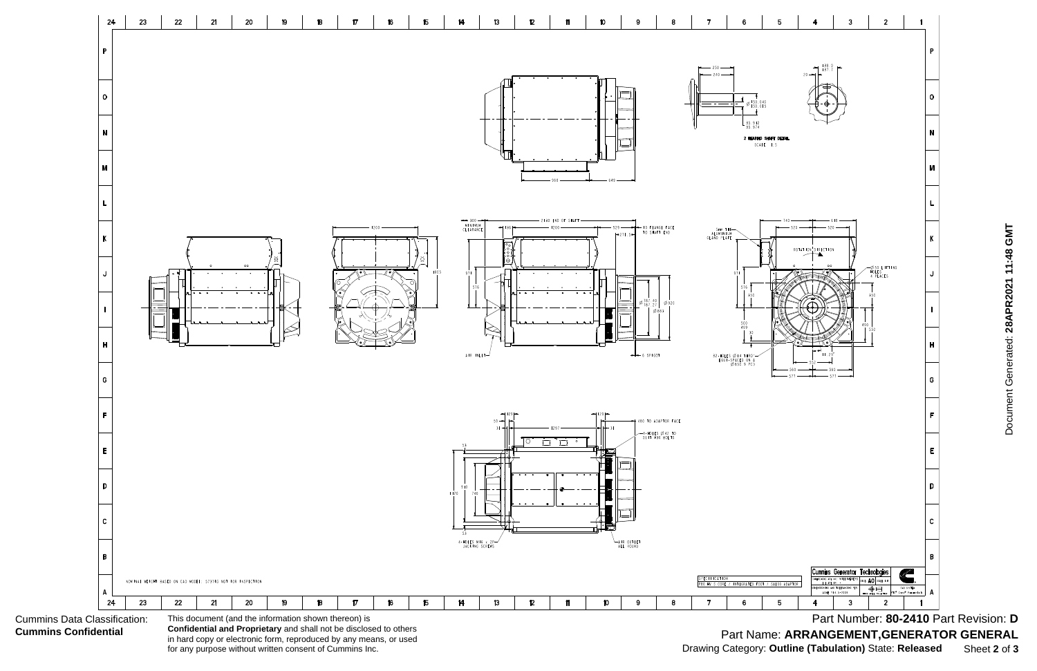2 BEARING SHAFT DETAIL
SCALE 1:5

250
240

180.0
187.7

20

Ø 150.040
Ø 150.015

55.912
55.974

950
649

300
MINIMUM CLEARANCE

2140 END OF SHAFT

198

1200

529

1200

10 FLANGE FACE TO SHAFT END

211.5

571

516

1005

Ø 787.40
Ø 787.27

Ø 920

Ø 883

AIR INLET

6 SPIGOT

5mm THK ALUMINIUM GLAND PLATE

140
520

610
520

ROTATION DIRECTION

Ø 50 LIFTING HOLES 4 PLACES

571

516
450

450

500
469

30

490
532

12-HOLES Ø 14.180 EQUI-SPACED ON A Ø 850.9 PCD

11.25°

572

560
577

560
577

120
50
81

1297

120
81

480 TO ADAPTOR FACE

4-HOLES Ø 42 TO SUIT M36 BOLTS

33

910
1170
740

33

8-HOLES M16 x 2P JACKING SCREWS

AIR OUTLET ALL ROUND

NOMINAL WEIGHT BASED ON CAD MODEL: 5737KG NOT FOR INSPECTION

SPECIFICATION
P80 MV S CORE / INTEGRATED FOOT / SAE00 ADAPTOR

Cummins Generator Technologies

Cummins Data Classification:
**Cummins Confidential**

This document (and the information shown thereon) is **Confidential and Proprietary** and shall not be disclosed to others in hard copy or electronic form, reproduced by any means, or used for any purpose without written consent of Cummins Inc.

Part Number: **80-2410** Part Revision: **D**

Part Name: **ARRANGEMENT,GENERATOR GENERAL**

Drawing Category: **Outline (Tabulation)** State: **Released**

Document Generated: **28APR2021 11:48 GMT**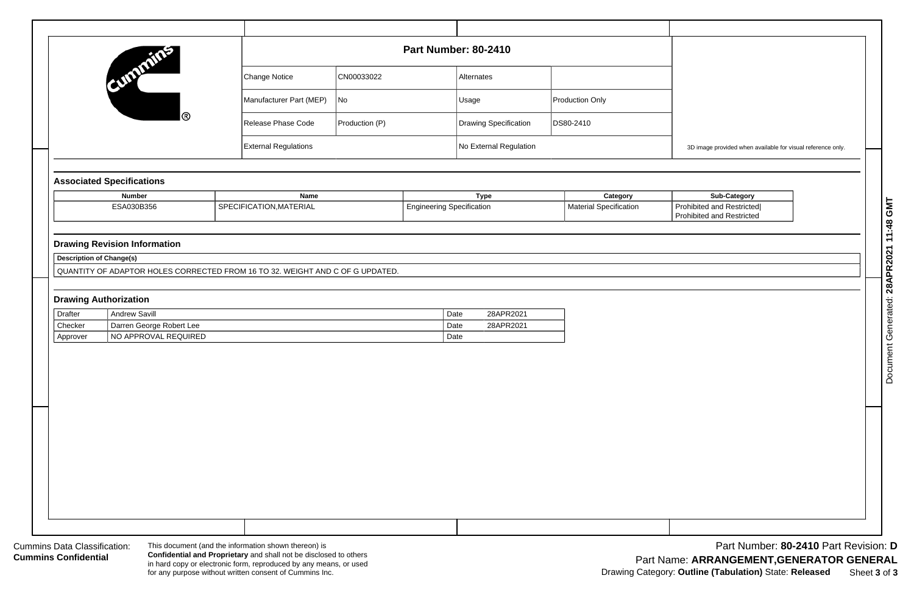## Part Number: 80-2410

| | | | |
|---|---|---|---|
| Change Notice | CN00033022 | Alternates | |
| Manufacturer Part (MEP) | No | Usage | Production Only |
| Release Phase Code | Production (P) | Drawing Specification | DS80-2410 |
| External Regulations | | No External Regulation | |

3D image provided when available for visual reference only.

### Associated Specifications

| Number | Name | Type | Category | Sub-Category |
|---|---|---|---|---|
| ESA030B356 | SPECIFICATION,MATERIAL | Engineering Specification | Material Specification | Prohibited and Restricted\| Prohibited and Restricted |

### Drawing Revision Information

| Description of Change(s) |
|---|
| QUANTITY OF ADAPTOR HOLES CORRECTED FROM 16 TO 32. WEIGHT AND C OF G UPDATED. |

### Drawing Authorization

| | | | |
|---|---|---|---|
| Drafter | Andrew Savill | Date | 28APR2021 |
| Checker | Darren George Robert Lee | Date | 28APR2021 |
| Approver | NO APPROVAL REQUIRED | Date | |

Document Generated: **28APR2021 11:48 GMT**

Cummins Data Classification: **Cummins Confidential**

This document (and the information shown thereon) is **Confidential and Proprietary** and shall not be disclosed to others in hard copy or electronic form, reproduced by any means, or used for any purpose without written consent of Cummins Inc.

Part Number: **80-2410** Part Revision: **D**

Part Name: **ARRANGEMENT,GENERATOR GENERAL**

Drawing Category: **Outline (Tabulation)** State: **Released**